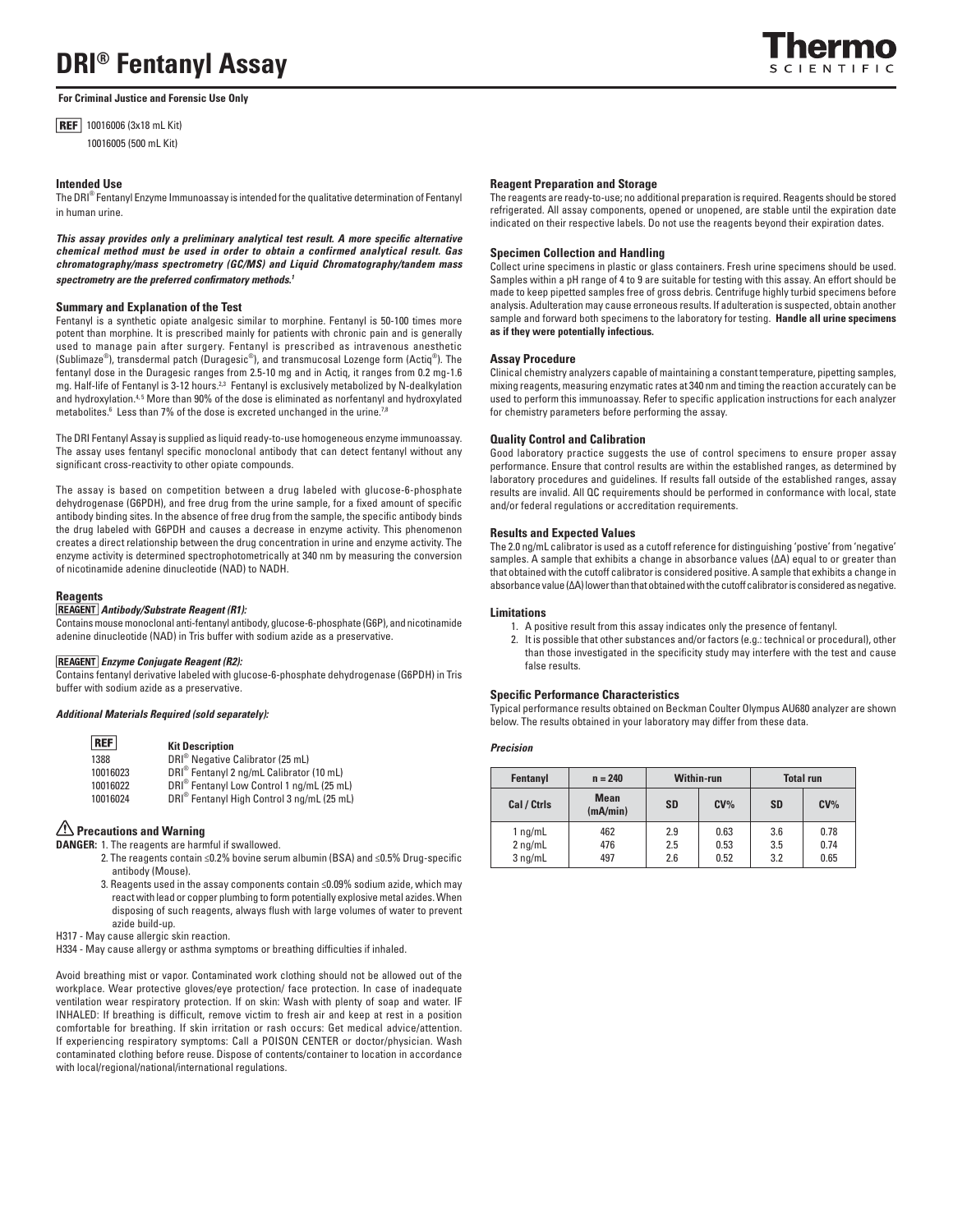# DRI® Fentanyl Assay

**For Criminal Justice and Forensic Use Only**

**REF** 10016006 (3x18 mL Kit)
10016005 (500 mL Kit)

### Intended Use

The DRI® Fentanyl Enzyme Immunoassay is intended for the qualitative determination of Fentanyl in human urine.

***This assay provides only a preliminary analytical test result. A more specific alternative chemical method must be used in order to obtain a confirmed analytical result. Gas chromatography/mass spectrometry (GC/MS) and Liquid Chromatography/tandem mass spectrometry are the preferred confirmatory methods.[1]***

### Summary and Explanation of the Test

Fentanyl is a synthetic opiate analgesic similar to morphine. Fentanyl is 50-100 times more potent than morphine. It is prescribed mainly for patients with chronic pain and is generally used to manage pain after surgery. Fentanyl is prescribed as intravenous anesthetic (Sublimaze®), transdermal patch (Duragesic®), and transmucosal Lozenge form (Actiq®). The fentanyl dose in the Duragesic ranges from 2.5-10 mg and in Actiq, it ranges from 0.2 mg-1.6 mg. Half-life of Fentanyl is 3-12 hours.[2,3] Fentanyl is exclusively metabolized by N-dealkylation and hydroxylation.[4,5] More than 90% of the dose is eliminated as norfentanyl and hydroxylated metabolites.[6] Less than 7% of the dose is excreted unchanged in the urine.[7,8]

The DRI Fentanyl Assay is supplied as liquid ready-to-use homogeneous enzyme immunoassay. The assay uses fentanyl specific monoclonal antibody that can detect fentanyl without any significant cross-reactivity to other opiate compounds.

The assay is based on competition between a drug labeled with glucose-6-phosphate dehydrogenase (G6PDH), and free drug from the urine sample, for a fixed amount of specific antibody binding sites. In the absence of free drug from the sample, the specific antibody binds the drug labeled with G6PDH and causes a decrease in enzyme activity. This phenomenon creates a direct relationship between the drug concentration in urine and enzyme activity. The enzyme activity is determined spectrophotometrically at 340 nm by measuring the conversion of nicotinamide adenine dinucleotide (NAD) to NADH.

### Reagents

**REAGENT** ***Antibody/Substrate Reagent (R1):***
Contains mouse monoclonal anti-fentanyl antibody, glucose-6-phosphate (G6P), and nicotinamide adenine dinucleotide (NAD) in Tris buffer with sodium azide as a preservative.

**REAGENT** ***Enzyme Conjugate Reagent (R2):***
Contains fentanyl derivative labeled with glucose-6-phosphate dehydrogenase (G6PDH) in Tris buffer with sodium azide as a preservative.

***Additional Materials Required (sold separately):***

| REF | Kit Description |
|---|---|
| 1388 | DRI® Negative Calibrator (25 mL) |
| 10016023 | DRI® Fentanyl 2 ng/mL Calibrator (10 mL) |
| 10016022 | DRI® Fentanyl Low Control 1 ng/mL (25 mL) |
| 10016024 | DRI® Fentanyl High Control 3 ng/mL (25 mL) |

### ⚠ Precautions and Warning

**DANGER:** 1. The reagents are harmful if swallowed.

2. The reagents contain ≤0.2% bovine serum albumin (BSA) and ≤0.5% Drug-specific antibody (Mouse).
3. Reagents used in the assay components contain ≤0.09% sodium azide, which may react with lead or copper plumbing to form potentially explosive metal azides. When disposing of such reagents, always flush with large volumes of water to prevent azide build-up.

H317 - May cause allergic skin reaction.

H334 - May cause allergy or asthma symptoms or breathing difficulties if inhaled.

Avoid breathing mist or vapor. Contaminated work clothing should not be allowed out of the workplace. Wear protective gloves/eye protection/ face protection. In case of inadequate ventilation wear respiratory protection. If on skin: Wash with plenty of soap and water. IF INHALED: If breathing is difficult, remove victim to fresh air and keep at rest in a position comfortable for breathing. If skin irritation or rash occurs: Get medical advice/attention. If experiencing respiratory symptoms: Call a POISON CENTER or doctor/physician. Wash contaminated clothing before reuse. Dispose of contents/container to location in accordance with local/regional/national/international regulations.

### Reagent Preparation and Storage

The reagents are ready-to-use; no additional preparation is required. Reagents should be stored refrigerated. All assay components, opened or unopened, are stable until the expiration date indicated on their respective labels. Do not use the reagents beyond their expiration dates.

### Specimen Collection and Handling

Collect urine specimens in plastic or glass containers. Fresh urine specimens should be used. Samples within a pH range of 4 to 9 are suitable for testing with this assay. An effort should be made to keep pipetted samples free of gross debris. Centrifuge highly turbid specimens before analysis. Adulteration may cause erroneous results. If adulteration is suspected, obtain another sample and forward both specimens to the laboratory for testing. **Handle all urine specimens as if they were potentially infectious.**

### Assay Procedure

Clinical chemistry analyzers capable of maintaining a constant temperature, pipetting samples, mixing reagents, measuring enzymatic rates at 340 nm and timing the reaction accurately can be used to perform this immunoassay. Refer to specific application instructions for each analyzer for chemistry parameters before performing the assay.

### Quality Control and Calibration

Good laboratory practice suggests the use of control specimens to ensure proper assay performance. Ensure that control results are within the established ranges, as determined by laboratory procedures and guidelines. If results fall outside of the established ranges, assay results are invalid. All QC requirements should be performed in conformance with local, state and/or federal regulations or accreditation requirements.

### Results and Expected Values

The 2.0 ng/mL calibrator is used as a cutoff reference for distinguishing 'postive' from 'negative' samples. A sample that exhibits a change in absorbance values (ΔA) equal to or greater than that obtained with the cutoff calibrator is considered positive. A sample that exhibits a change in absorbance value (ΔA) lower than that obtained with the cutoff calibrator is considered as negative.

### Limitations

1. A positive result from this assay indicates only the presence of fentanyl.
2. It is possible that other substances and/or factors (e.g.: technical or procedural), other than those investigated in the specificity study may interfere with the test and cause false results.

### Specific Performance Characteristics

Typical performance results obtained on Beckman Coulter Olympus AU680 analyzer are shown below. The results obtained in your laboratory may differ from these data.

***Precision***

| Fentanyl | n = 240 | Within-run | | Total run | |
|---|---|---|---|---|---|
| Cal / Ctrls | Mean (mA/min) | SD | CV% | SD | CV% |
| 1 ng/mL | 462 | 2.9 | 0.63 | 3.6 | 0.78 |
| 2 ng/mL | 476 | 2.5 | 0.53 | 3.5 | 0.74 |
| 3 ng/mL | 497 | 2.6 | 0.52 | 3.2 | 0.65 |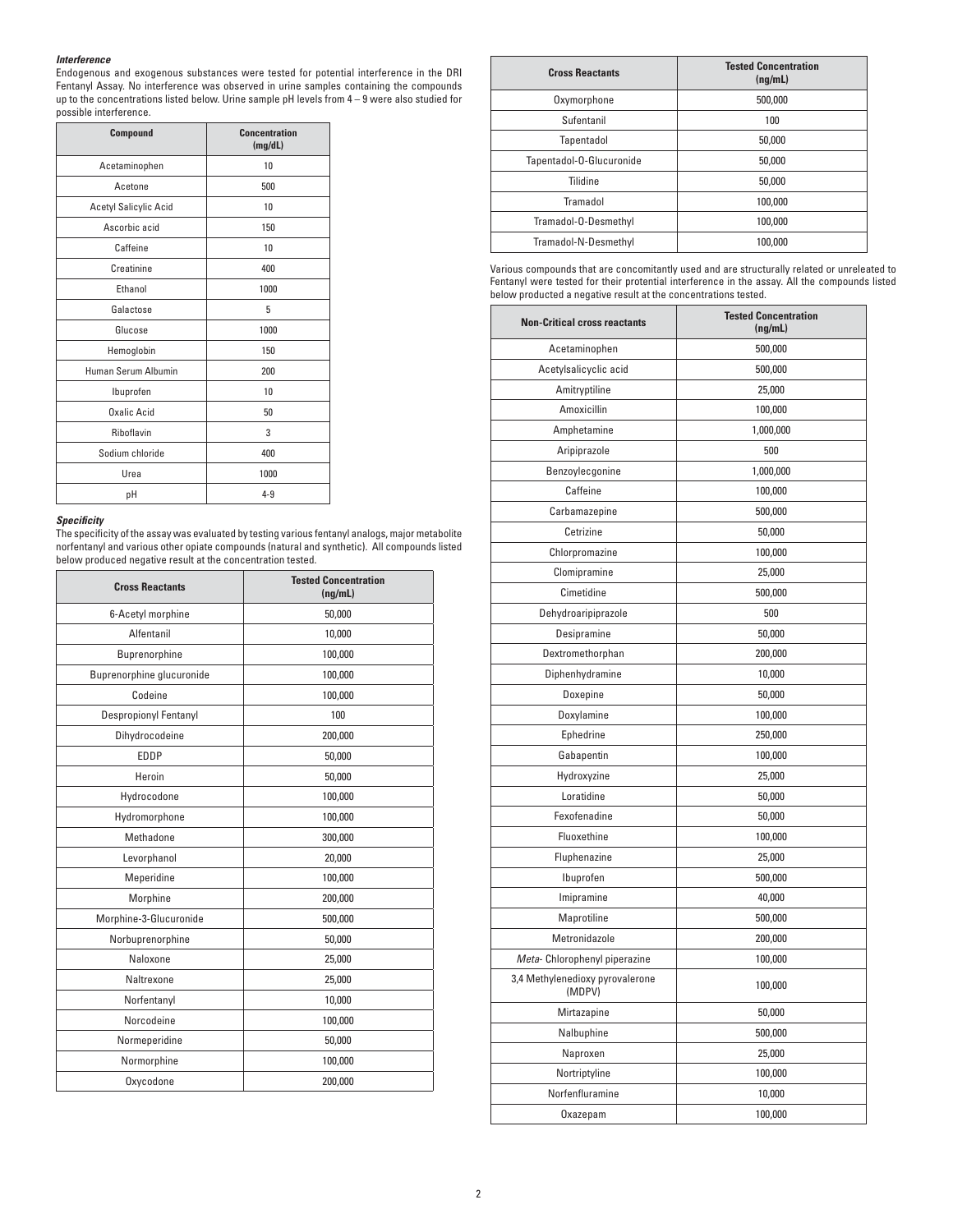***Interference***

Endogenous and exogenous substances were tested for potential interference in the DRI Fentanyl Assay. No interference was observed in urine samples containing the compounds up to the concentrations listed below. Urine sample pH levels from 4 – 9 were also studied for possible interference.

| Compound | Concentration (mg/dL) |
|---|---|
| Acetaminophen | 10 |
| Acetone | 500 |
| Acetyl Salicylic Acid | 10 |
| Ascorbic acid | 150 |
| Caffeine | 10 |
| Creatinine | 400 |
| Ethanol | 1000 |
| Galactose | 5 |
| Glucose | 1000 |
| Hemoglobin | 150 |
| Human Serum Albumin | 200 |
| Ibuprofen | 10 |
| Oxalic Acid | 50 |
| Riboflavin | 3 |
| Sodium chloride | 400 |
| Urea | 1000 |
| pH | 4-9 |

***Specificity***

The specificity of the assay was evaluated by testing various fentanyl analogs, major metabolite norfentanyl and various other opiate compounds (natural and synthetic). All compounds listed below produced negative result at the concentration tested.

| Cross Reactants | Tested Concentration (ng/mL) |
|---|---|
| 6-Acetyl morphine | 50,000 |
| Alfentanil | 10,000 |
| Buprenorphine | 100,000 |
| Buprenorphine glucuronide | 100,000 |
| Codeine | 100,000 |
| Despropionyl Fentanyl | 100 |
| Dihydrocodeine | 200,000 |
| EDDP | 50,000 |
| Heroin | 50,000 |
| Hydrocodone | 100,000 |
| Hydromorphone | 100,000 |
| Methadone | 300,000 |
| Levorphanol | 20,000 |
| Meperidine | 100,000 |
| Morphine | 200,000 |
| Morphine-3-Glucuronide | 500,000 |
| Norbuprenorphine | 50,000 |
| Naloxone | 25,000 |
| Naltrexone | 25,000 |
| Norfentanyl | 10,000 |
| Norcodeine | 100,000 |
| Normeperidine | 50,000 |
| Normorphine | 100,000 |
| Oxycodone | 200,000 |
| Oxymorphone | 500,000 |
| Sufentanil | 100 |
| Tapentadol | 50,000 |
| Tapentadol-O-Glucuronide | 50,000 |
| Tilidine | 50,000 |
| Tramadol | 100,000 |
| Tramadol-O-Desmethyl | 100,000 |
| Tramadol-N-Desmethyl | 100,000 |

Various compounds that are concomitantly used and are structurally related or unreleated to Fentanyl were tested for their potential interference in the assay. All the compounds listed below producted a negative result at the concentrations tested.

| Non-Critical cross reactants | Tested Concentration (ng/mL) |
|---|---|
| Acetaminophen | 500,000 |
| Acetylsalicyclic acid | 500,000 |
| Amitryptiline | 25,000 |
| Amoxicillin | 100,000 |
| Amphetamine | 1,000,000 |
| Aripiprazole | 500 |
| Benzoylecgonine | 1,000,000 |
| Caffeine | 100,000 |
| Carbamazepine | 500,000 |
| Cetrizine | 50,000 |
| Chlorpromazine | 100,000 |
| Clomipramine | 25,000 |
| Cimetidine | 500,000 |
| Dehydroaripiprazole | 500 |
| Desipramine | 50,000 |
| Dextromethorphan | 200,000 |
| Diphenhydramine | 10,000 |
| Doxepine | 50,000 |
| Doxylamine | 100,000 |
| Ephedrine | 250,000 |
| Gabapentin | 100,000 |
| Hydroxyzine | 25,000 |
| Loratidine | 50,000 |
| Fexofenadine | 50,000 |
| Fluoxethine | 100,000 |
| Fluphenazine | 25,000 |
| Ibuprofen | 500,000 |
| Imipramine | 40,000 |
| Maprotiline | 500,000 |
| Metronidazole | 200,000 |
| *Meta*- Chlorophenyl piperazine | 100,000 |
| 3,4 Methylenedioxy pyrovalerone (MDPV) | 100,000 |
| Mirtazapine | 50,000 |
| Nalbuphine | 500,000 |
| Naproxen | 25,000 |
| Nortriptyline | 100,000 |
| Norfenfluramine | 10,000 |
| Oxazepam | 100,000 |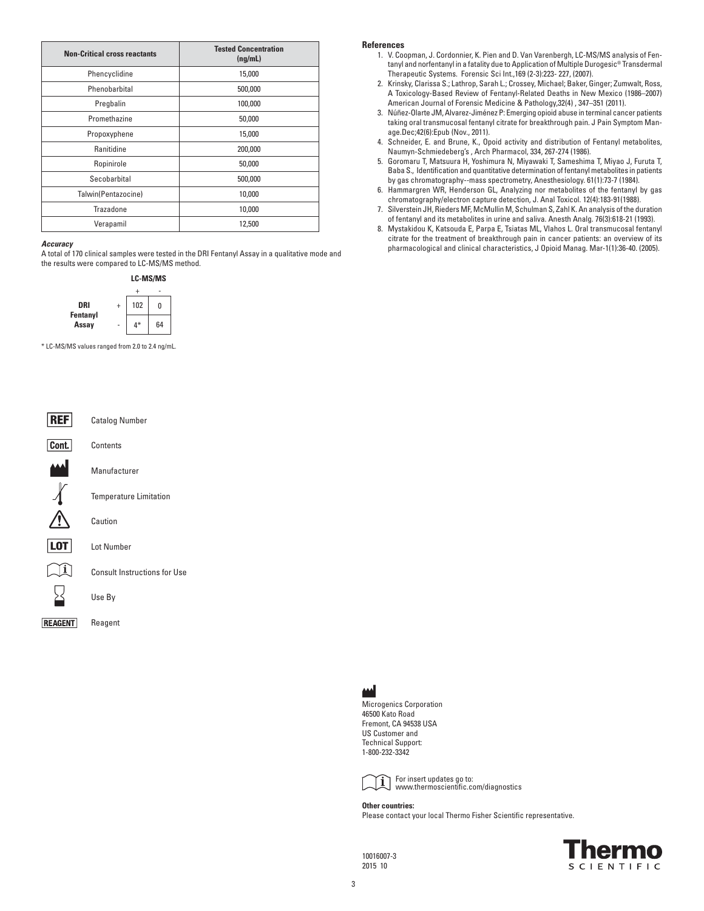| Non-Critical cross reactants | Tested Concentration (ng/mL) |
|---|---|
| Phencyclidine | 15,000 |
| Phenobarbital | 500,000 |
| Pregbalin | 100,000 |
| Promethazine | 50,000 |
| Propoxyphene | 15,000 |
| Ranitidine | 200,000 |
| Ropinirole | 50,000 |
| Secobarbital | 500,000 |
| Talwin(Pentazocine) | 10,000 |
| Trazadone | 10,000 |
| Verapamil | 12,500 |

***Accuracy***

A total of 170 clinical samples were tested in the DRI Fentanyl Assay in a qualitative mode and the results were compared to LC-MS/MS method.

| | | LC-MS/MS + | LC-MS/MS - |
|---|---|---|---|
| DRI Fentanyl Assay | + | 102 | 0 |
| | - | 4* | 64 |

* LC-MS/MS values ranged from 2.0 to 2.4 ng/mL.

REF Catalog Number

Cont. Contents

Manufacturer

Temperature Limitation

Caution

LOT Lot Number

Consult Instructions for Use

Use By

REAGENT Reagent

**References**

1. V. Coopman, J. Cordonnier, K. Pien and D. Van Varenbergh, LC-MS/MS analysis of Fentanyl and norfentanyl in a fatality due to Application of Multiple Durogesic® Transdermal Therapeutic Systems. Forensic Sci Int.,169 (2-3):223- 227, (2007).
2. Krinsky, Clarissa S.; Lathrop, Sarah L.; Crossey, Michael; Baker, Ginger; Zumwalt, Ross, A Toxicology-Based Review of Fentanyl-Related Deaths in New Mexico (1986–2007) American Journal of Forensic Medicine & Pathology,32(4) , 347–351 (2011).
3. Núñez-Olarte JM, Alvarez-Jiménez P: Emerging opioid abuse in terminal cancer patients taking oral transmucosal fentanyl citrate for breakthrough pain. J Pain Symptom Manage.Dec;42(6):Epub (Nov., 2011).
4. Schneider, E. and Brune, K., Opoid activity and distribution of Fentanyl metabolites, Naumyn-Schmiedeberg's , Arch Pharmacol, 334, 267-274 (1986).
5. Goromaru T, Matsuura H, Yoshimura N, Miyawaki T, Sameshima T, Miyao J, Furuta T, Baba S., Identification and quantitative determination of fentanyl metabolites in patients by gas chromatography--mass spectrometry, Anesthesiology. 61(1):73-7 (1984).
6. Hammargren WR, Henderson GL, Analyzing nor metabolites of the fentanyl by gas chromatography/electron capture detection, J. Anal Toxicol. 12(4):183-91(1988).
7. Silverstein JH, Rieders MF, McMullin M, Schulman S, Zahl K. An analysis of the duration of fentanyl and its metabolites in urine and saliva. Anesth Analg. 76(3):618-21 (1993).
8. Mystakidou K, Katsouda E, Parpa E, Tsiatas ML, Vlahos L. Oral transmucosal fentanyl citrate for the treatment of breakthrough pain in cancer patients: an overview of its pharmacological and clinical characteristics, J Opioid Manag. Mar-1(1):36-40. (2005).

Microgenics Corporation
46500 Kato Road
Fremont, CA 94538 USA
US Customer and
Technical Support:
1-800-232-3342

For insert updates go to:
www.thermoscientific.com/diagnostics

**Other countries:**
Please contact your local Thermo Fisher Scientific representative.

10016007-3
2015 10

Thermo SCIENTIFIC